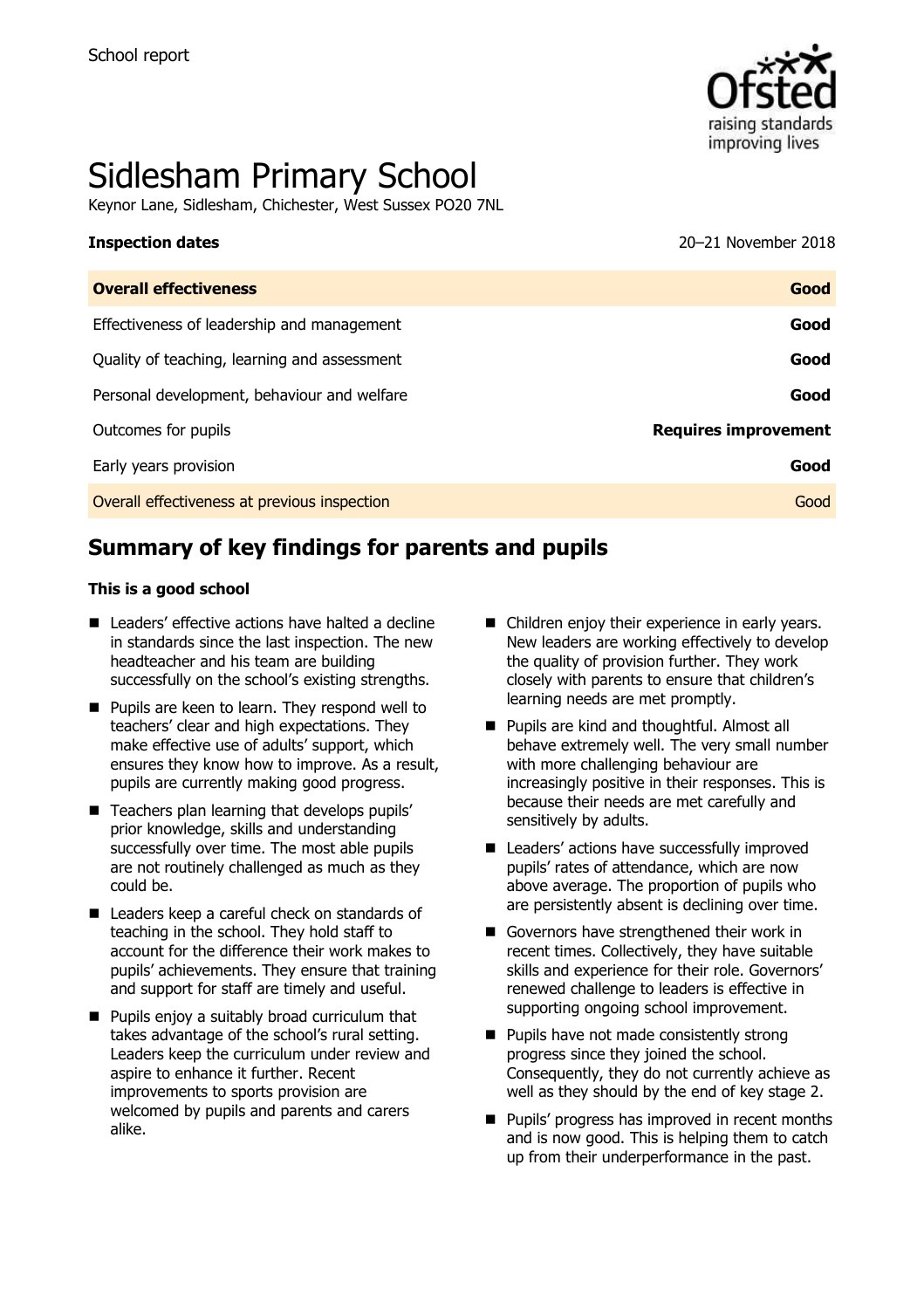School report

# Sidlesham Primary School

Keynor Lane, Sidlesham, Chichester, West Sussex PO20 7NL

| **Inspection dates** | 20–21 November 2018 |
|---|---|
| **Overall effectiveness** | **Good** |
| Effectiveness of leadership and management | **Good** |
| Quality of teaching, learning and assessment | **Good** |
| Personal development, behaviour and welfare | **Good** |
| Outcomes for pupils | **Requires improvement** |
| Early years provision | **Good** |
| Overall effectiveness at previous inspection | Good |

## Summary of key findings for parents and pupils

**This is a good school**

- Leaders' effective actions have halted a decline in standards since the last inspection. The new headteacher and his team are building successfully on the school's existing strengths.
- Pupils are keen to learn. They respond well to teachers' clear and high expectations. They make effective use of adults' support, which ensures they know how to improve. As a result, pupils are currently making good progress.
- Teachers plan learning that develops pupils' prior knowledge, skills and understanding successfully over time. The most able pupils are not routinely challenged as much as they could be.
- Leaders keep a careful check on standards of teaching in the school. They hold staff to account for the difference their work makes to pupils' achievements. They ensure that training and support for staff are timely and useful.
- Pupils enjoy a suitably broad curriculum that takes advantage of the school's rural setting. Leaders keep the curriculum under review and aspire to enhance it further. Recent improvements to sports provision are welcomed by pupils and parents and carers alike.
- Children enjoy their experience in early years. New leaders are working effectively to develop the quality of provision further. They work closely with parents to ensure that children's learning needs are met promptly.
- Pupils are kind and thoughtful. Almost all behave extremely well. The very small number with more challenging behaviour are increasingly positive in their responses. This is because their needs are met carefully and sensitively by adults.
- Leaders' actions have successfully improved pupils' rates of attendance, which are now above average. The proportion of pupils who are persistently absent is declining over time.
- Governors have strengthened their work in recent times. Collectively, they have suitable skills and experience for their role. Governors' renewed challenge to leaders is effective in supporting ongoing school improvement.
- Pupils have not made consistently strong progress since they joined the school. Consequently, they do not currently achieve as well as they should by the end of key stage 2.
- Pupils' progress has improved in recent months and is now good. This is helping them to catch up from their underperformance in the past.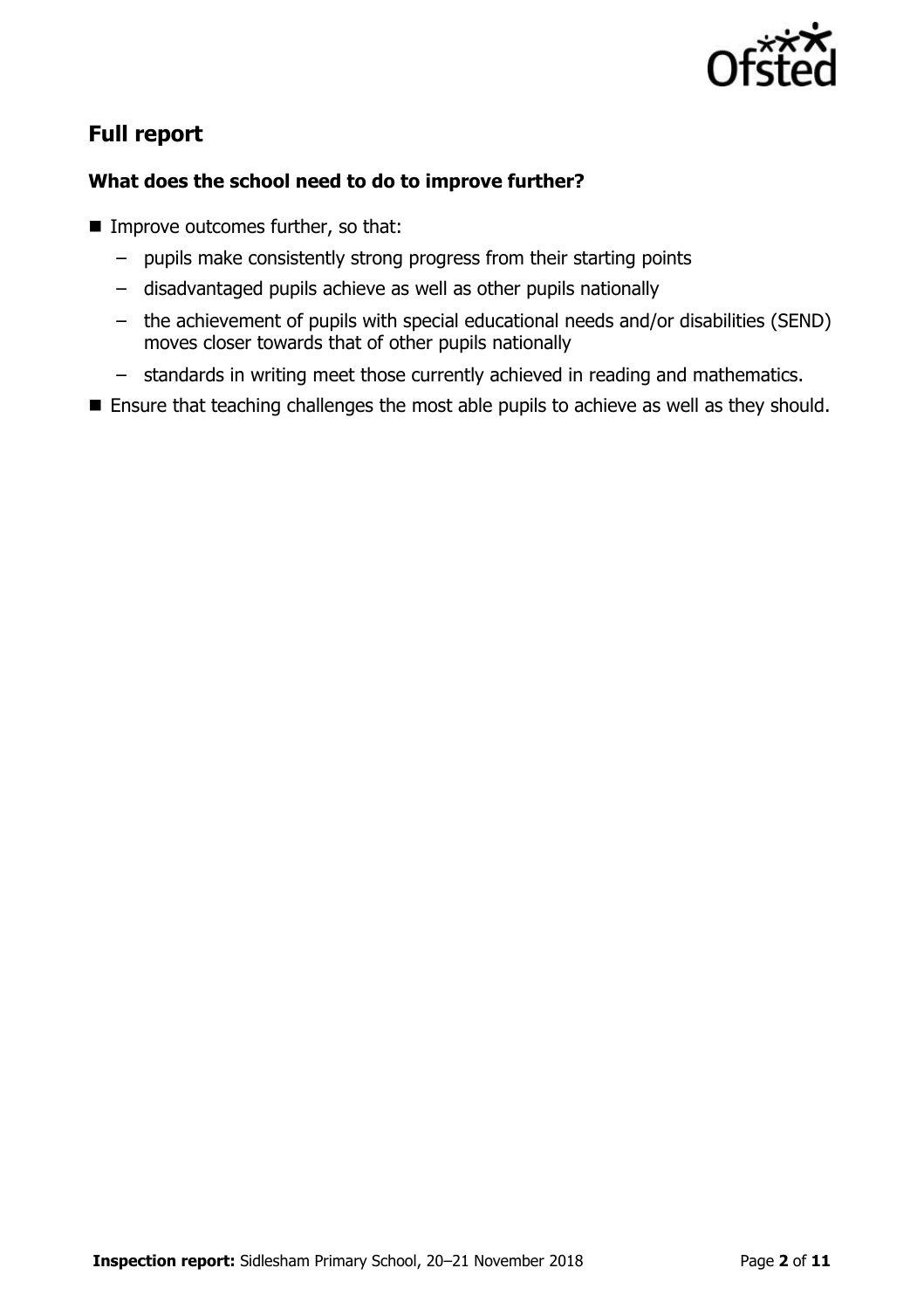## Full report

### What does the school need to do to improve further?

- Improve outcomes further, so that:
  - pupils make consistently strong progress from their starting points
  - disadvantaged pupils achieve as well as other pupils nationally
  - the achievement of pupils with special educational needs and/or disabilities (SEND) moves closer towards that of other pupils nationally
  - standards in writing meet those currently achieved in reading and mathematics.
- Ensure that teaching challenges the most able pupils to achieve as well as they should.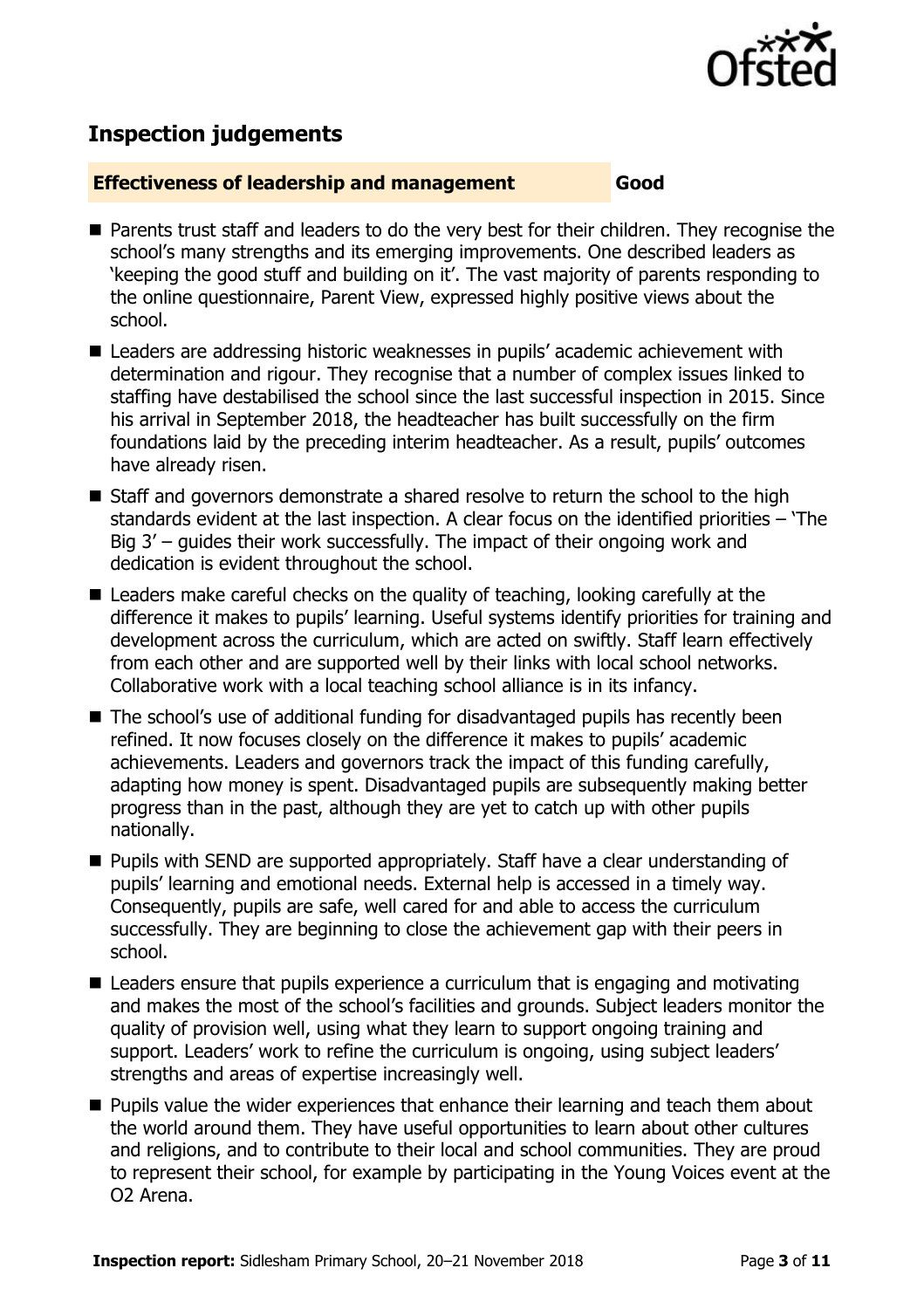## Inspection judgements

**Effectiveness of leadership and management** **Good**

- Parents trust staff and leaders to do the very best for their children. They recognise the school's many strengths and its emerging improvements. One described leaders as 'keeping the good stuff and building on it'. The vast majority of parents responding to the online questionnaire, Parent View, expressed highly positive views about the school.
- Leaders are addressing historic weaknesses in pupils' academic achievement with determination and rigour. They recognise that a number of complex issues linked to staffing have destabilised the school since the last successful inspection in 2015. Since his arrival in September 2018, the headteacher has built successfully on the firm foundations laid by the preceding interim headteacher. As a result, pupils' outcomes have already risen.
- Staff and governors demonstrate a shared resolve to return the school to the high standards evident at the last inspection. A clear focus on the identified priorities – 'The Big 3' – guides their work successfully. The impact of their ongoing work and dedication is evident throughout the school.
- Leaders make careful checks on the quality of teaching, looking carefully at the difference it makes to pupils' learning. Useful systems identify priorities for training and development across the curriculum, which are acted on swiftly. Staff learn effectively from each other and are supported well by their links with local school networks. Collaborative work with a local teaching school alliance is in its infancy.
- The school's use of additional funding for disadvantaged pupils has recently been refined. It now focuses closely on the difference it makes to pupils' academic achievements. Leaders and governors track the impact of this funding carefully, adapting how money is spent. Disadvantaged pupils are subsequently making better progress than in the past, although they are yet to catch up with other pupils nationally.
- Pupils with SEND are supported appropriately. Staff have a clear understanding of pupils' learning and emotional needs. External help is accessed in a timely way. Consequently, pupils are safe, well cared for and able to access the curriculum successfully. They are beginning to close the achievement gap with their peers in school.
- Leaders ensure that pupils experience a curriculum that is engaging and motivating and makes the most of the school's facilities and grounds. Subject leaders monitor the quality of provision well, using what they learn to support ongoing training and support. Leaders' work to refine the curriculum is ongoing, using subject leaders' strengths and areas of expertise increasingly well.
- Pupils value the wider experiences that enhance their learning and teach them about the world around them. They have useful opportunities to learn about other cultures and religions, and to contribute to their local and school communities. They are proud to represent their school, for example by participating in the Young Voices event at the O2 Arena.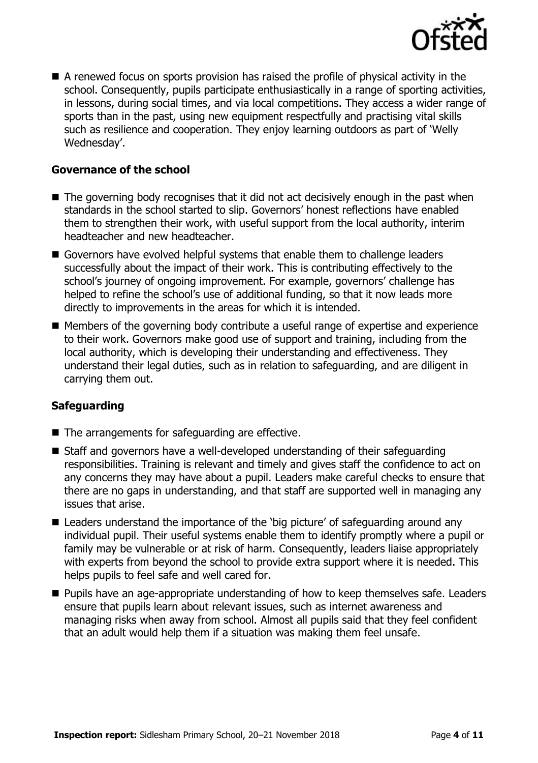- A renewed focus on sports provision has raised the profile of physical activity in the school. Consequently, pupils participate enthusiastically in a range of sporting activities, in lessons, during social times, and via local competitions. They access a wider range of sports than in the past, using new equipment respectfully and practising vital skills such as resilience and cooperation. They enjoy learning outdoors as part of 'Welly Wednesday'.

### Governance of the school

- The governing body recognises that it did not act decisively enough in the past when standards in the school started to slip. Governors' honest reflections have enabled them to strengthen their work, with useful support from the local authority, interim headteacher and new headteacher.
- Governors have evolved helpful systems that enable them to challenge leaders successfully about the impact of their work. This is contributing effectively to the school's journey of ongoing improvement. For example, governors' challenge has helped to refine the school's use of additional funding, so that it now leads more directly to improvements in the areas for which it is intended.
- Members of the governing body contribute a useful range of expertise and experience to their work. Governors make good use of support and training, including from the local authority, which is developing their understanding and effectiveness. They understand their legal duties, such as in relation to safeguarding, and are diligent in carrying them out.

### Safeguarding

- The arrangements for safeguarding are effective.
- Staff and governors have a well-developed understanding of their safeguarding responsibilities. Training is relevant and timely and gives staff the confidence to act on any concerns they may have about a pupil. Leaders make careful checks to ensure that there are no gaps in understanding, and that staff are supported well in managing any issues that arise.
- Leaders understand the importance of the 'big picture' of safeguarding around any individual pupil. Their useful systems enable them to identify promptly where a pupil or family may be vulnerable or at risk of harm. Consequently, leaders liaise appropriately with experts from beyond the school to provide extra support where it is needed. This helps pupils to feel safe and well cared for.
- Pupils have an age-appropriate understanding of how to keep themselves safe. Leaders ensure that pupils learn about relevant issues, such as internet awareness and managing risks when away from school. Almost all pupils said that they feel confident that an adult would help them if a situation was making them feel unsafe.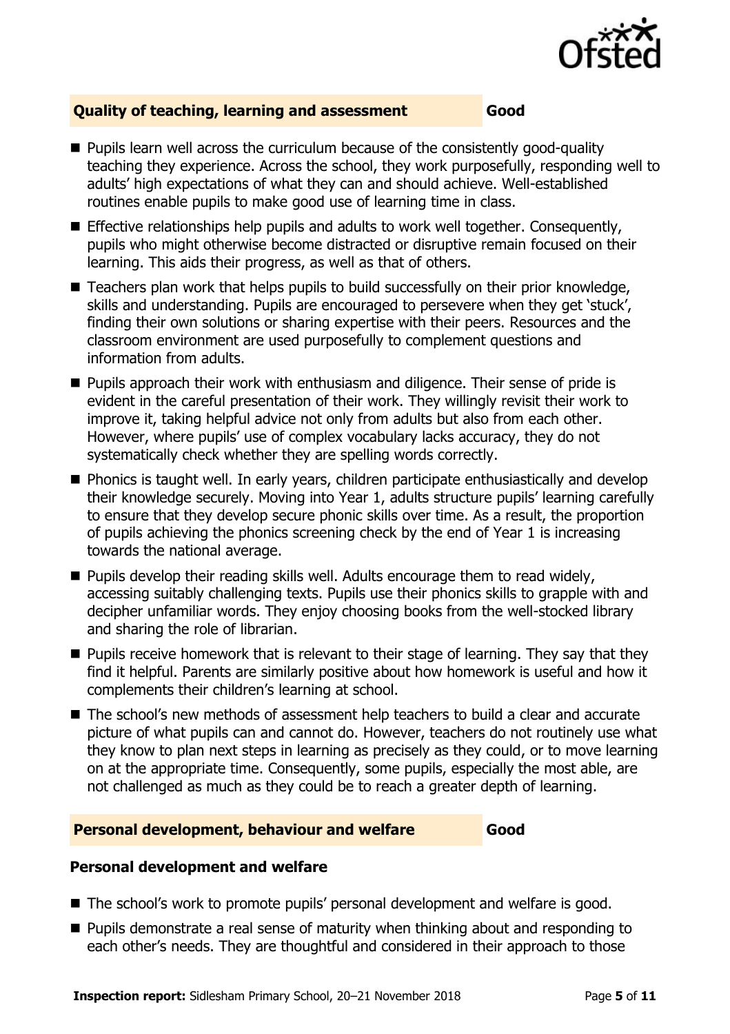## Quality of teaching, learning and assessment — Good

- Pupils learn well across the curriculum because of the consistently good-quality teaching they experience. Across the school, they work purposefully, responding well to adults' high expectations of what they can and should achieve. Well-established routines enable pupils to make good use of learning time in class.
- Effective relationships help pupils and adults to work well together. Consequently, pupils who might otherwise become distracted or disruptive remain focused on their learning. This aids their progress, as well as that of others.
- Teachers plan work that helps pupils to build successfully on their prior knowledge, skills and understanding. Pupils are encouraged to persevere when they get 'stuck', finding their own solutions or sharing expertise with their peers. Resources and the classroom environment are used purposefully to complement questions and information from adults.
- Pupils approach their work with enthusiasm and diligence. Their sense of pride is evident in the careful presentation of their work. They willingly revisit their work to improve it, taking helpful advice not only from adults but also from each other. However, where pupils' use of complex vocabulary lacks accuracy, they do not systematically check whether they are spelling words correctly.
- Phonics is taught well. In early years, children participate enthusiastically and develop their knowledge securely. Moving into Year 1, adults structure pupils' learning carefully to ensure that they develop secure phonic skills over time. As a result, the proportion of pupils achieving the phonics screening check by the end of Year 1 is increasing towards the national average.
- Pupils develop their reading skills well. Adults encourage them to read widely, accessing suitably challenging texts. Pupils use their phonics skills to grapple with and decipher unfamiliar words. They enjoy choosing books from the well-stocked library and sharing the role of librarian.
- Pupils receive homework that is relevant to their stage of learning. They say that they find it helpful. Parents are similarly positive about how homework is useful and how it complements their children's learning at school.
- The school's new methods of assessment help teachers to build a clear and accurate picture of what pupils can and cannot do. However, teachers do not routinely use what they know to plan next steps in learning as precisely as they could, or to move learning on at the appropriate time. Consequently, some pupils, especially the most able, are not challenged as much as they could be to reach a greater depth of learning.

## Personal development, behaviour and welfare — Good

### Personal development and welfare

- The school's work to promote pupils' personal development and welfare is good.
- Pupils demonstrate a real sense of maturity when thinking about and responding to each other's needs. They are thoughtful and considered in their approach to those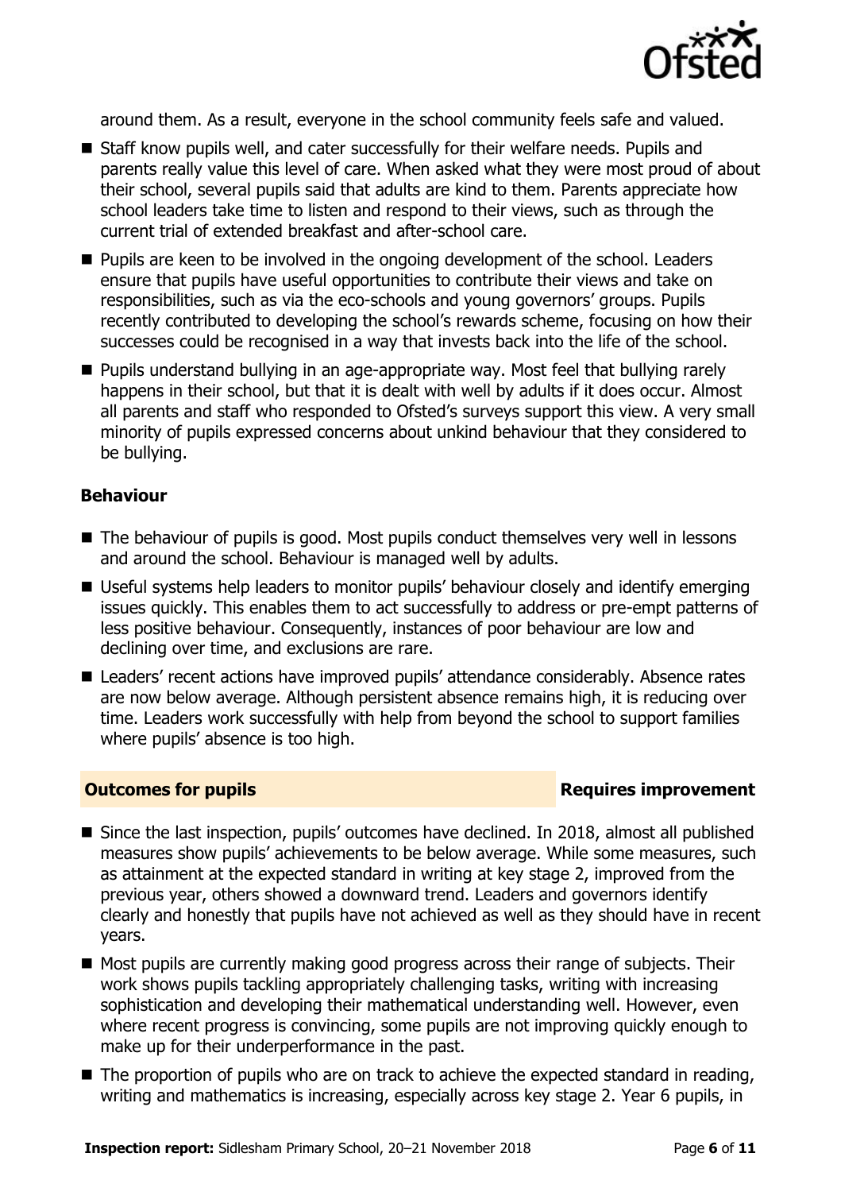around them. As a result, everyone in the school community feels safe and valued.

- Staff know pupils well, and cater successfully for their welfare needs. Pupils and parents really value this level of care. When asked what they were most proud of about their school, several pupils said that adults are kind to them. Parents appreciate how school leaders take time to listen and respond to their views, such as through the current trial of extended breakfast and after-school care.
- Pupils are keen to be involved in the ongoing development of the school. Leaders ensure that pupils have useful opportunities to contribute their views and take on responsibilities, such as via the eco-schools and young governors' groups. Pupils recently contributed to developing the school's rewards scheme, focusing on how their successes could be recognised in a way that invests back into the life of the school.
- Pupils understand bullying in an age-appropriate way. Most feel that bullying rarely happens in their school, but that it is dealt with well by adults if it does occur. Almost all parents and staff who responded to Ofsted's surveys support this view. A very small minority of pupils expressed concerns about unkind behaviour that they considered to be bullying.

### Behaviour

- The behaviour of pupils is good. Most pupils conduct themselves very well in lessons and around the school. Behaviour is managed well by adults.
- Useful systems help leaders to monitor pupils' behaviour closely and identify emerging issues quickly. This enables them to act successfully to address or pre-empt patterns of less positive behaviour. Consequently, instances of poor behaviour are low and declining over time, and exclusions are rare.
- Leaders' recent actions have improved pupils' attendance considerably. Absence rates are now below average. Although persistent absence remains high, it is reducing over time. Leaders work successfully with help from beyond the school to support families where pupils' absence is too high.

## Outcomes for pupils — Requires improvement

- Since the last inspection, pupils' outcomes have declined. In 2018, almost all published measures show pupils' achievements to be below average. While some measures, such as attainment at the expected standard in writing at key stage 2, improved from the previous year, others showed a downward trend. Leaders and governors identify clearly and honestly that pupils have not achieved as well as they should have in recent years.
- Most pupils are currently making good progress across their range of subjects. Their work shows pupils tackling appropriately challenging tasks, writing with increasing sophistication and developing their mathematical understanding well. However, even where recent progress is convincing, some pupils are not improving quickly enough to make up for their underperformance in the past.
- The proportion of pupils who are on track to achieve the expected standard in reading, writing and mathematics is increasing, especially across key stage 2. Year 6 pupils, in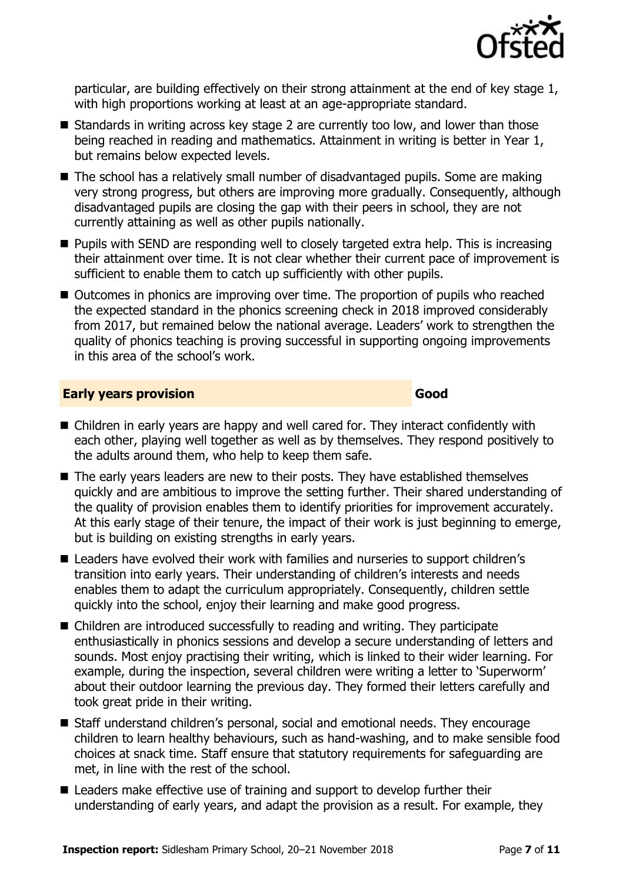particular, are building effectively on their strong attainment at the end of key stage 1, with high proportions working at least at an age-appropriate standard.

- Standards in writing across key stage 2 are currently too low, and lower than those being reached in reading and mathematics. Attainment in writing is better in Year 1, but remains below expected levels.
- The school has a relatively small number of disadvantaged pupils. Some are making very strong progress, but others are improving more gradually. Consequently, although disadvantaged pupils are closing the gap with their peers in school, they are not currently attaining as well as other pupils nationally.
- Pupils with SEND are responding well to closely targeted extra help. This is increasing their attainment over time. It is not clear whether their current pace of improvement is sufficient to enable them to catch up sufficiently with other pupils.
- Outcomes in phonics are improving over time. The proportion of pupils who reached the expected standard in the phonics screening check in 2018 improved considerably from 2017, but remained below the national average. Leaders' work to strengthen the quality of phonics teaching is proving successful in supporting ongoing improvements in this area of the school's work.

## Early years provision — Good

- Children in early years are happy and well cared for. They interact confidently with each other, playing well together as well as by themselves. They respond positively to the adults around them, who help to keep them safe.
- The early years leaders are new to their posts. They have established themselves quickly and are ambitious to improve the setting further. Their shared understanding of the quality of provision enables them to identify priorities for improvement accurately. At this early stage of their tenure, the impact of their work is just beginning to emerge, but is building on existing strengths in early years.
- Leaders have evolved their work with families and nurseries to support children's transition into early years. Their understanding of children's interests and needs enables them to adapt the curriculum appropriately. Consequently, children settle quickly into the school, enjoy their learning and make good progress.
- Children are introduced successfully to reading and writing. They participate enthusiastically in phonics sessions and develop a secure understanding of letters and sounds. Most enjoy practising their writing, which is linked to their wider learning. For example, during the inspection, several children were writing a letter to 'Superworm' about their outdoor learning the previous day. They formed their letters carefully and took great pride in their writing.
- Staff understand children's personal, social and emotional needs. They encourage children to learn healthy behaviours, such as hand-washing, and to make sensible food choices at snack time. Staff ensure that statutory requirements for safeguarding are met, in line with the rest of the school.
- Leaders make effective use of training and support to develop further their understanding of early years, and adapt the provision as a result. For example, they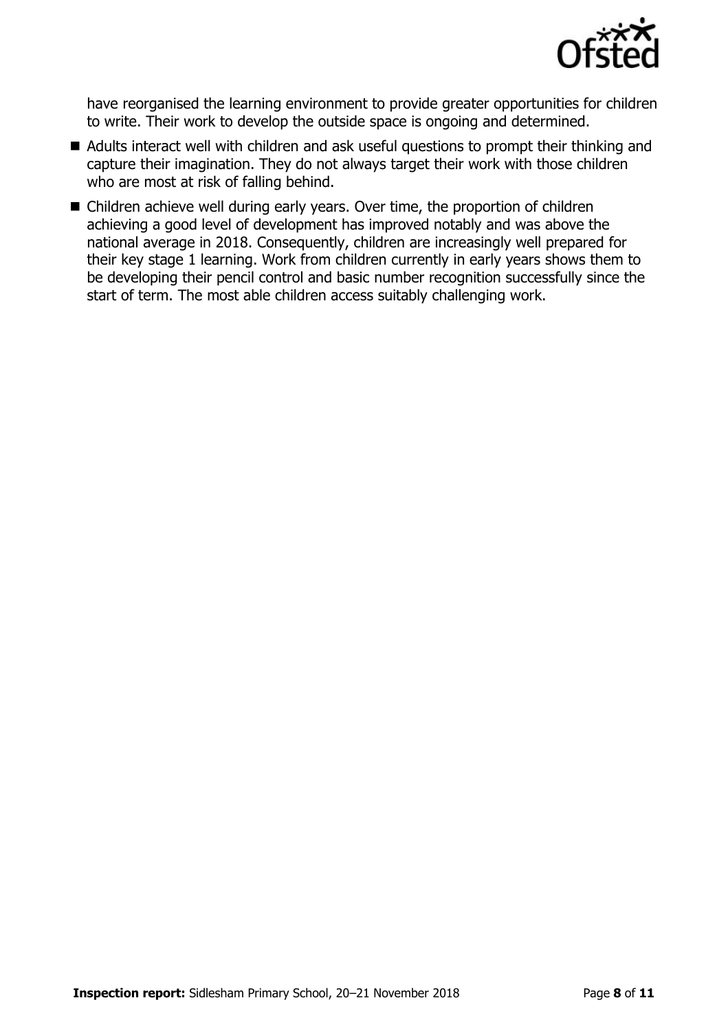have reorganised the learning environment to provide greater opportunities for children to write. Their work to develop the outside space is ongoing and determined.

- Adults interact well with children and ask useful questions to prompt their thinking and capture their imagination. They do not always target their work with those children who are most at risk of falling behind.
- Children achieve well during early years. Over time, the proportion of children achieving a good level of development has improved notably and was above the national average in 2018. Consequently, children are increasingly well prepared for their key stage 1 learning. Work from children currently in early years shows them to be developing their pencil control and basic number recognition successfully since the start of term. The most able children access suitably challenging work.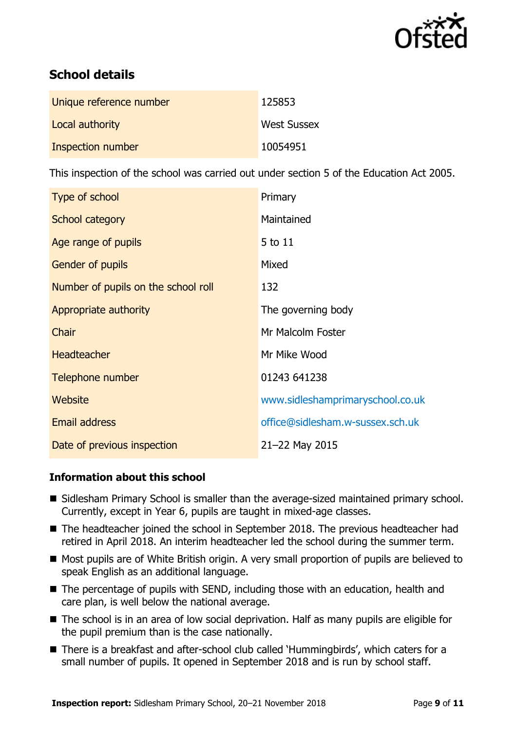## School details

| | |
|---|---|
| Unique reference number | 125853 |
| Local authority | West Sussex |
| Inspection number | 10054951 |

This inspection of the school was carried out under section 5 of the Education Act 2005.

| | |
|---|---|
| Type of school | Primary |
| School category | Maintained |
| Age range of pupils | 5 to 11 |
| Gender of pupils | Mixed |
| Number of pupils on the school roll | 132 |
| Appropriate authority | The governing body |
| Chair | Mr Malcolm Foster |
| Headteacher | Mr Mike Wood |
| Telephone number | 01243 641238 |
| Website | www.sidleshamprimaryschool.co.uk |
| Email address | office@sidlesham.w-sussex.sch.uk |
| Date of previous inspection | 21–22 May 2015 |

### Information about this school

- Sidlesham Primary School is smaller than the average-sized maintained primary school. Currently, except in Year 6, pupils are taught in mixed-age classes.
- The headteacher joined the school in September 2018. The previous headteacher had retired in April 2018. An interim headteacher led the school during the summer term.
- Most pupils are of White British origin. A very small proportion of pupils are believed to speak English as an additional language.
- The percentage of pupils with SEND, including those with an education, health and care plan, is well below the national average.
- The school is in an area of low social deprivation. Half as many pupils are eligible for the pupil premium than is the case nationally.
- There is a breakfast and after-school club called 'Hummingbirds', which caters for a small number of pupils. It opened in September 2018 and is run by school staff.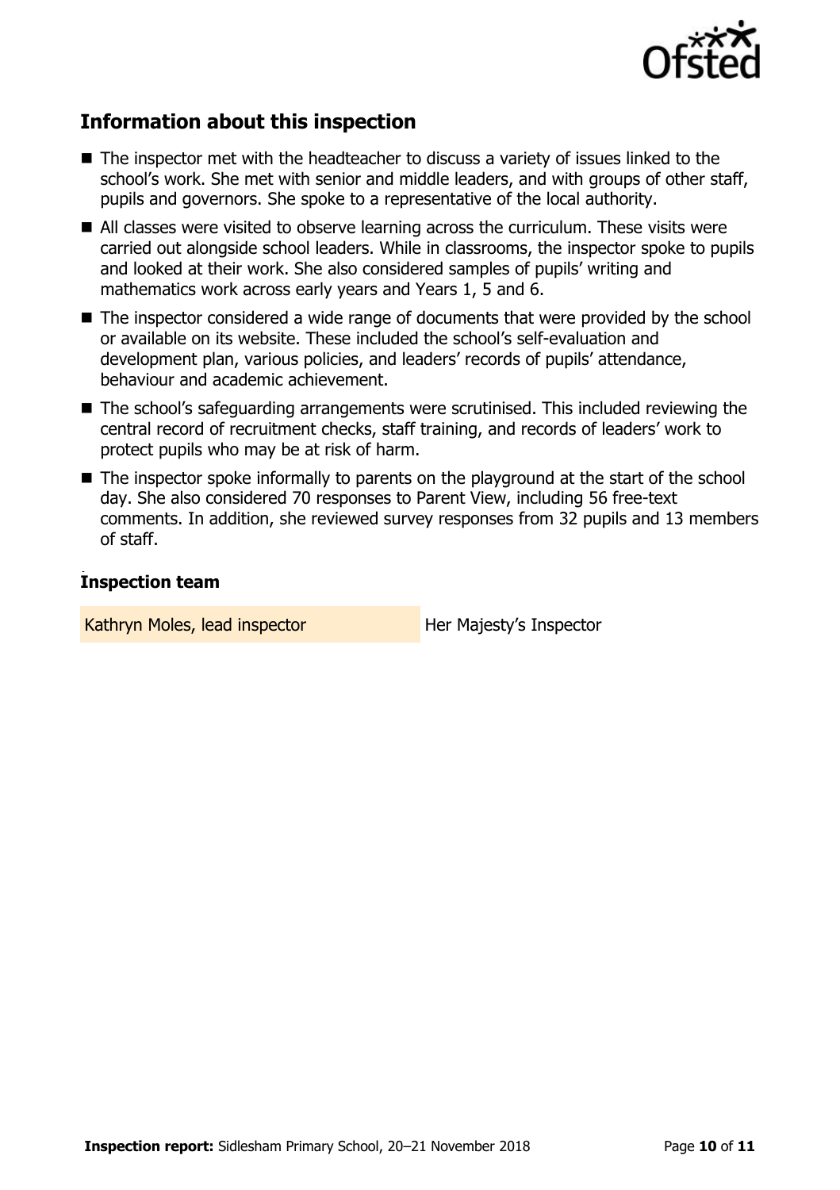## Information about this inspection

- The inspector met with the headteacher to discuss a variety of issues linked to the school's work. She met with senior and middle leaders, and with groups of other staff, pupils and governors. She spoke to a representative of the local authority.
- All classes were visited to observe learning across the curriculum. These visits were carried out alongside school leaders. While in classrooms, the inspector spoke to pupils and looked at their work. She also considered samples of pupils' writing and mathematics work across early years and Years 1, 5 and 6.
- The inspector considered a wide range of documents that were provided by the school or available on its website. These included the school's self-evaluation and development plan, various policies, and leaders' records of pupils' attendance, behaviour and academic achievement.
- The school's safeguarding arrangements were scrutinised. This included reviewing the central record of recruitment checks, staff training, and records of leaders' work to protect pupils who may be at risk of harm.
- The inspector spoke informally to parents on the playground at the start of the school day. She also considered 70 responses to Parent View, including 56 free-text comments. In addition, she reviewed survey responses from 32 pupils and 13 members of staff.

### Inspection team

| | |
|---|---|
| Kathryn Moles, lead inspector | Her Majesty's Inspector |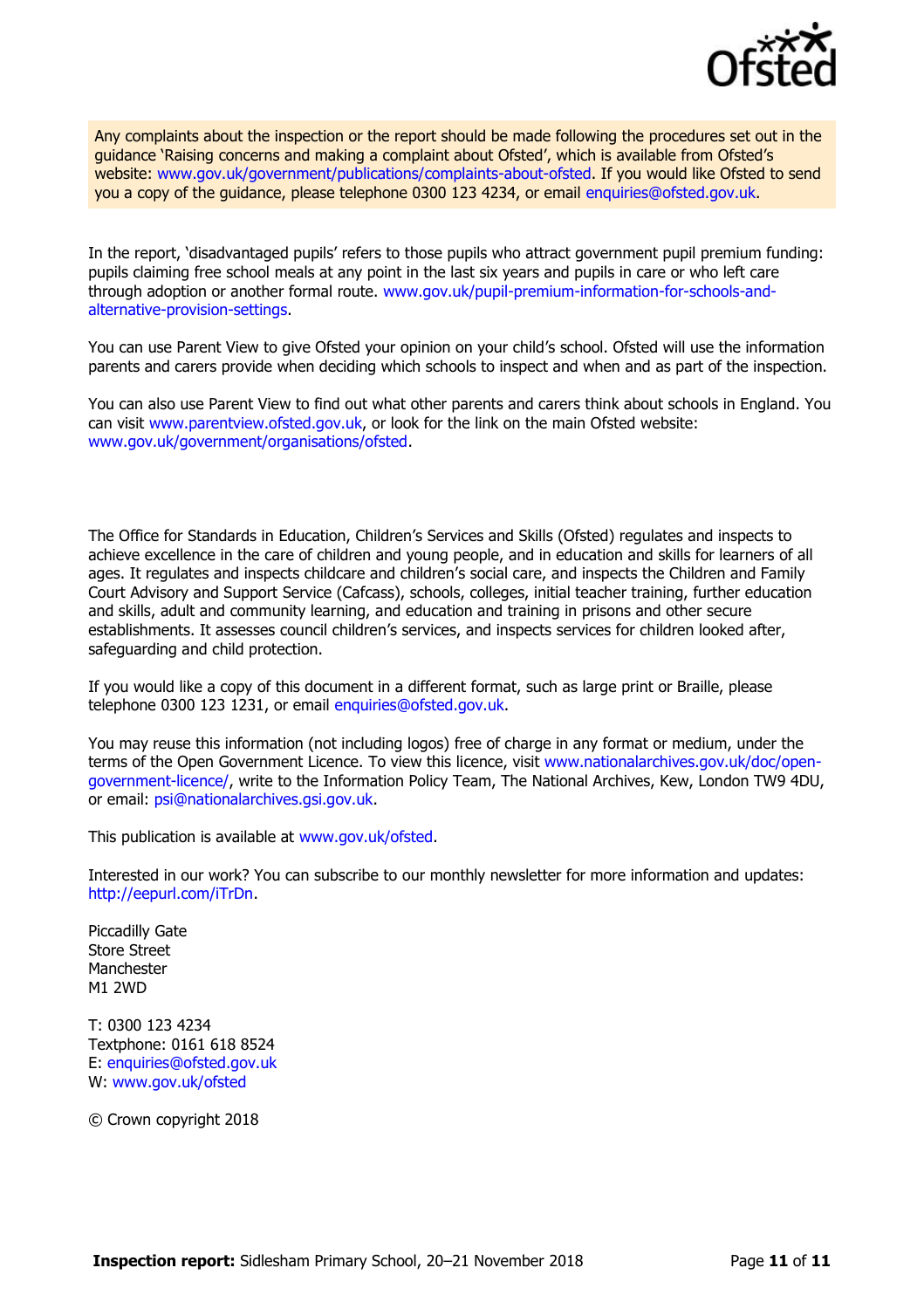Any complaints about the inspection or the report should be made following the procedures set out in the guidance 'Raising concerns and making a complaint about Ofsted', which is available from Ofsted's website: www.gov.uk/government/publications/complaints-about-ofsted. If you would like Ofsted to send you a copy of the guidance, please telephone 0300 123 4234, or email enquiries@ofsted.gov.uk.

In the report, 'disadvantaged pupils' refers to those pupils who attract government pupil premium funding: pupils claiming free school meals at any point in the last six years and pupils in care or who left care through adoption or another formal route. www.gov.uk/pupil-premium-information-for-schools-and-alternative-provision-settings.

You can use Parent View to give Ofsted your opinion on your child's school. Ofsted will use the information parents and carers provide when deciding which schools to inspect and when and as part of the inspection.

You can also use Parent View to find out what other parents and carers think about schools in England. You can visit www.parentview.ofsted.gov.uk, or look for the link on the main Ofsted website: www.gov.uk/government/organisations/ofsted.

The Office for Standards in Education, Children's Services and Skills (Ofsted) regulates and inspects to achieve excellence in the care of children and young people, and in education and skills for learners of all ages. It regulates and inspects childcare and children's social care, and inspects the Children and Family Court Advisory and Support Service (Cafcass), schools, colleges, initial teacher training, further education and skills, adult and community learning, and education and training in prisons and other secure establishments. It assesses council children's services, and inspects services for children looked after, safeguarding and child protection.

If you would like a copy of this document in a different format, such as large print or Braille, please telephone 0300 123 1231, or email enquiries@ofsted.gov.uk.

You may reuse this information (not including logos) free of charge in any format or medium, under the terms of the Open Government Licence. To view this licence, visit www.nationalarchives.gov.uk/doc/open-government-licence/, write to the Information Policy Team, The National Archives, Kew, London TW9 4DU, or email: psi@nationalarchives.gsi.gov.uk.

This publication is available at www.gov.uk/ofsted.

Interested in our work? You can subscribe to our monthly newsletter for more information and updates: http://eepurl.com/iTrDn.

Piccadilly Gate
Store Street
Manchester
M1 2WD

T: 0300 123 4234
Textphone: 0161 618 8524
E: enquiries@ofsted.gov.uk
W: www.gov.uk/ofsted

© Crown copyright 2018